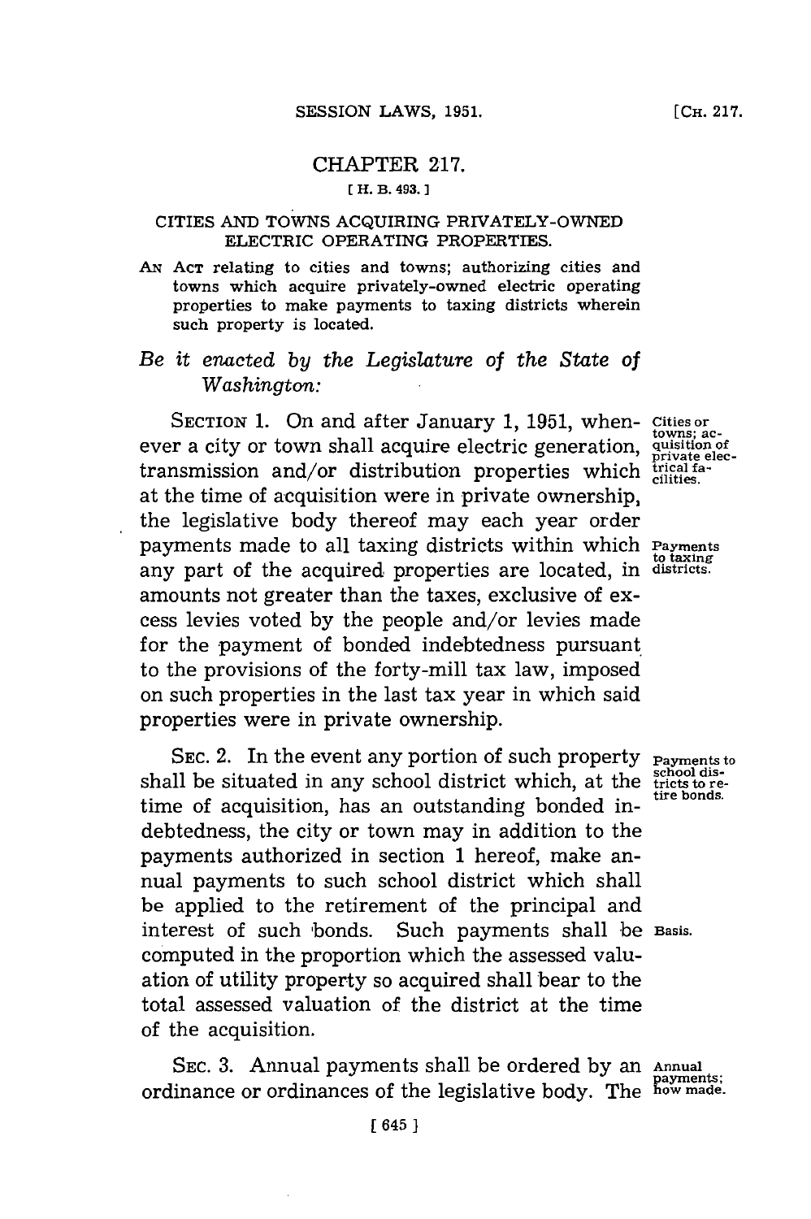# CHAPTER 217.

[ H. B. 493. ]

## CITIES AND TOWNS ACQUIRING PRIVATELY-OWNED ELECTRIC OPERATING PROPERTIES.

AN ACT relating to cities and towns; authorizing cities and towns which acquire privately-owned electric operating properties to make payments to taxing districts wherein such property is located.

*Be it enacted by the Legislature of the State of Washington:*

SECTION 1. On and after January 1, 1951, whenever a city or town shall acquire electric generation, transmission and/or distribution properties which at the time of acquisition were in private ownership, the legislative body thereof may each year order payments made to all taxing districts within which any part of the acquired properties are located, in amounts not greater than the taxes, exclusive of excess levies voted by the people and/or levies made for the payment of bonded indebtedness pursuant to the provisions of the forty-mill tax law, imposed on such properties in the last tax year in which said properties were in private ownership.

Cities or towns; acquisition of private electrical facilities.

Payments to taxing districts.

SEC. 2. In the event any portion of such property shall be situated in any school district which, at the time of acquisition, has an outstanding bonded indebtedness, the city or town may in addition to the payments authorized in section 1 hereof, make annual payments to such school district which shall be applied to the retirement of the principal and interest of such bonds. Such payments shall be computed in the proportion which the assessed valuation of utility property so acquired shall bear to the total assessed valuation of the district at the time of the acquisition.

Payments to school districts to retire bonds.

Basis.

SEC. 3. Annual payments shall be ordered by an ordinance or ordinances of the legislative body. The

Annual payments; how made.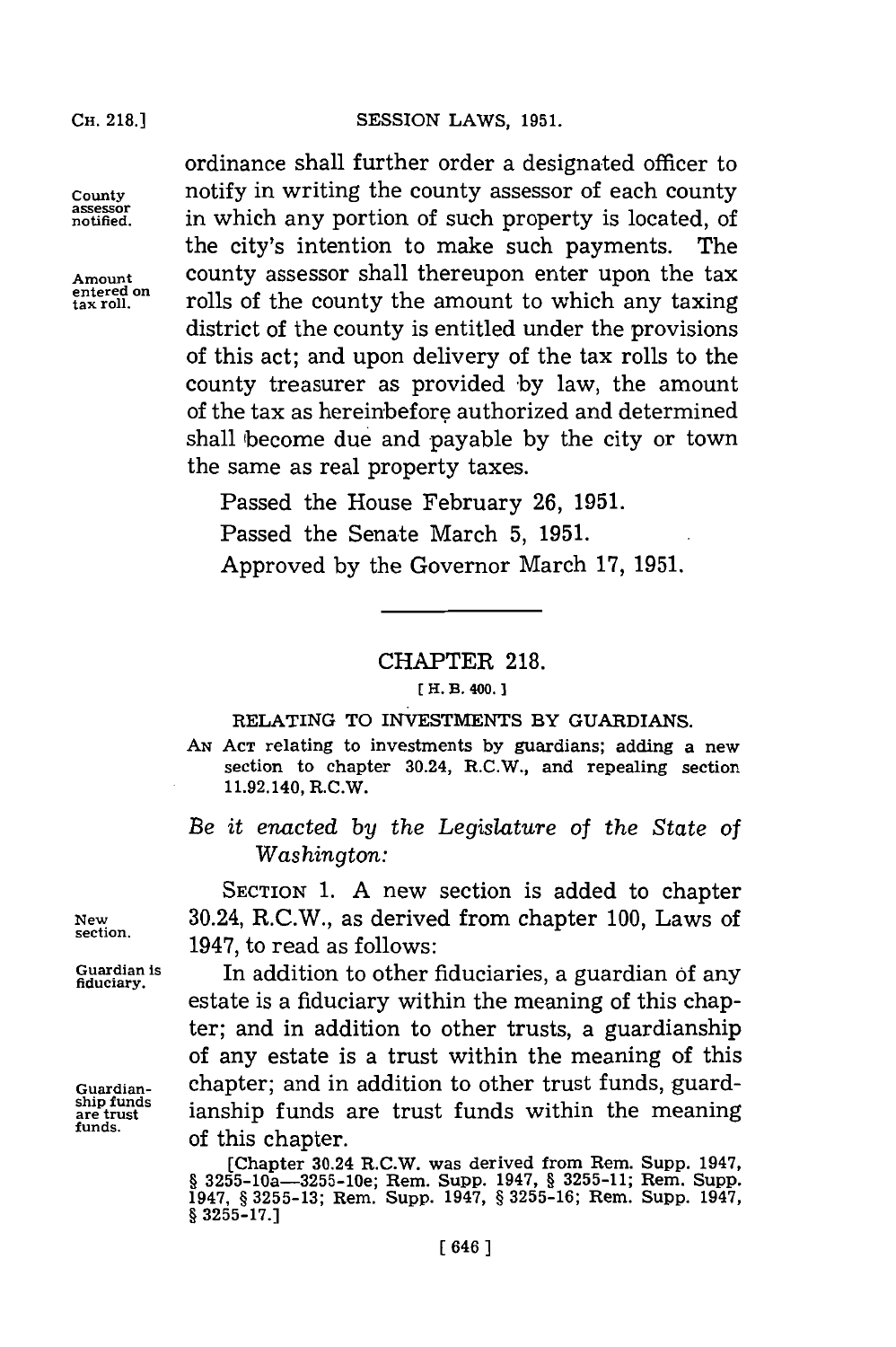ordinance shall further order a designated officer to notify in writing the county assessor of each county in which any portion of such property is located, of the city's intention to make such payments. The county assessor shall thereupon enter upon the tax rolls of the county the amount to which any taxing district of the county is entitled under the provisions of this act; and upon delivery of the tax rolls to the county treasurer as provided by law, the amount of the tax as hereinbefore authorized and determined shall become due and payable by the city or town the same as real property taxes.

County assessor notified.

Amount entered on tax roll.

Passed the House February 26, 1951.

Passed the Senate March 5, 1951.

Approved by the Governor March 17, 1951.

## CHAPTER 218.

[ H. B. 400. ]

RELATING TO INVESTMENTS BY GUARDIANS.

AN ACT relating to investments by guardians; adding a new section to chapter 30.24, R.C.W., and repealing section 11.92.140, R.C.W.

*Be it enacted by the Legislature of the State of Washington:*

SECTION 1. A new section is added to chapter 30.24, R.C.W., as derived from chapter 100, Laws of 1947, to read as follows:

New section.

In addition to other fiduciaries, a guardian of any estate is a fiduciary within the meaning of this chapter; and in addition to other trusts, a guardianship of any estate is a trust within the meaning of this chapter; and in addition to other trust funds, guardianship funds are trust funds within the meaning of this chapter.

Guardian is fiduciary.

Guardianship funds are trust funds.

[Chapter 30.24 R.C.W. was derived from Rem. Supp. 1947, § 3255-10a—3255-10e; Rem. Supp. 1947, § 3255-11; Rem. Supp. 1947, § 3255-13; Rem. Supp. 1947, § 3255-16; Rem. Supp. 1947, § 3255-17.]